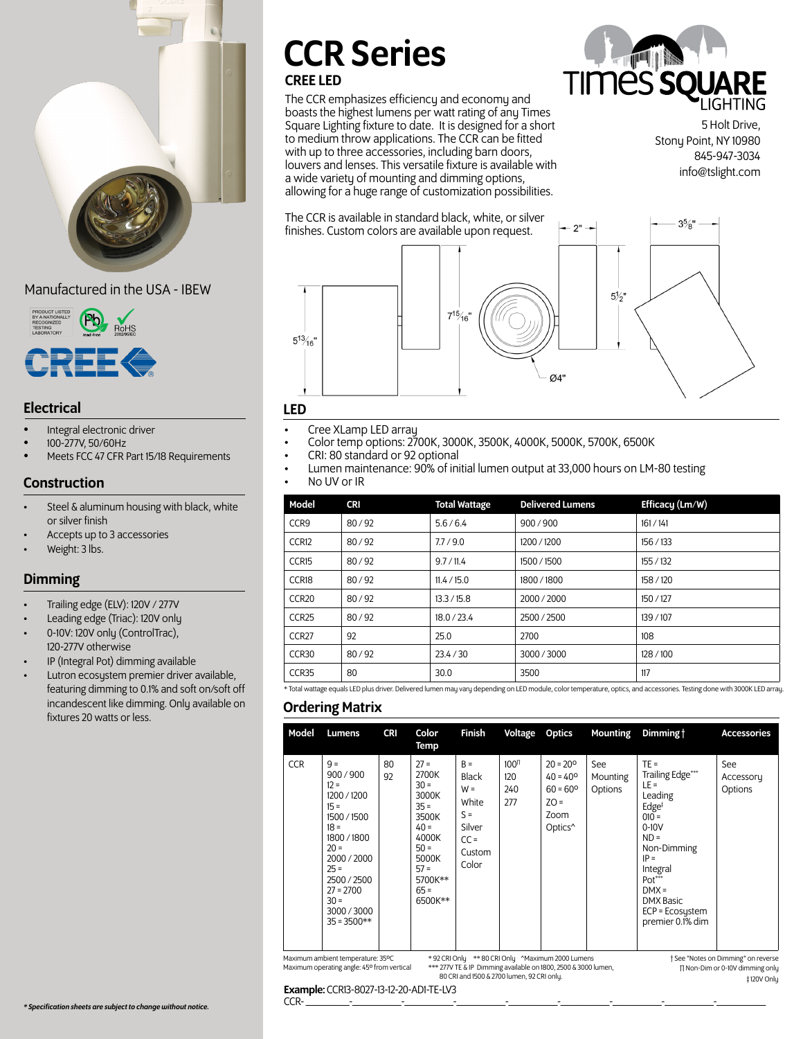# CCR Series

## CREE LED

The CCR emphasizes efficiency and economy and boasts the highest lumens per watt rating of any Times Square Lighting fixture to date. It is designed for a short to medium throw applications. The CCR can be fitted with up to three accessories, including barn doors, louvers and lenses. This versatile fixture is available with a wide variety of mounting and dimming options, allowing for a huge range of customization possibilities.

The CCR is available in standard black, white, or silver finishes. Custom colors are available upon request.

TIMES SQUARE LIGHTING
5 Holt Drive,
Stony Point, NY 10980
845-947-3034
info@tslight.com

2" | 3⅝" | 7 15/16" | 5½" | 5 13/16" | Ø4"

Manufactured in the USA - IBEW

PRODUCT LISTED BY A NATIONALLY RECOGNIZED TESTING LABORATORY | Pb lead-free | RoHS 2002/95/EC

CREE

## Electrical

- Integral electronic driver
- 100-277V, 50/60Hz
- Meets FCC 47 CFR Part 15/18 Requirements

## Construction

- Steel & aluminum housing with black, white or silver finish
- Accepts up to 3 accessories
- Weight: 3 lbs.

## Dimming

- Trailing edge (ELV): 120V / 277V
- Leading edge (Triac): 120V only
- 0-10V: 120V only (ControlTrac), 120-277V otherwise
- IP (Integral Pot) dimming available
- Lutron ecosystem premier driver available, featuring dimming to 0.1% and soft on/soft off incandescent like dimming. Only available on fixtures 20 watts or less.

## LED

- Cree XLamp LED array
- Color temp options: 2700K, 3000K, 3500K, 4000K, 5000K, 5700K, 6500K
- CRI: 80 standard or 92 optional
- Lumen maintenance: 90% of initial lumen output at 33,000 hours on LM-80 testing
- No UV or IR

| Model | CRI | Total Wattage | Delivered Lumens | Efficacy (Lm/W) |
|---|---|---|---|---|
| CCR9 | 80 / 92 | 5.6 / 6.4 | 900 / 900 | 161 / 141 |
| CCR12 | 80 / 92 | 7.7 / 9.0 | 1200 / 1200 | 156 / 133 |
| CCR15 | 80 / 92 | 9.7 / 11.4 | 1500 / 1500 | 155 / 132 |
| CCR18 | 80 / 92 | 11.4 / 15.0 | 1800 / 1800 | 158 / 120 |
| CCR20 | 80 / 92 | 13.3 / 15.8 | 2000 / 2000 | 150 / 127 |
| CCR25 | 80 / 92 | 18.0 / 23.4 | 2500 / 2500 | 139 / 107 |
| CCR27 | 92 | 25.0 | 2700 | 108 |
| CCR30 | 80 / 92 | 23.4 / 30 | 3000 / 3000 | 128 / 100 |
| CCR35 | 80 | 30.0 | 3500 | 117 |

* Total wattage equals LED plus driver. Delivered lumen may vary depending on LED module, color temperature, optics, and accessories. Testing done with 3000K LED array.

## Ordering Matrix

| Model | Lumens | CRI | Color Temp | Finish | Voltage | Optics | Mounting | Dimming † | Accessories |
|---|---|---|---|---|---|---|---|---|---|
| CCR | 9 = 900 / 900<br>12 = 1200 / 1200<br>15 = 1500 / 1500<br>18 = 1800 / 1800<br>20 = 2000 / 2000<br>25 = 2500 / 2500<br>27 = 2700<br>30 = 3000 / 3000<br>35 = 3500** | 80<br>92 | 27 = 2700K<br>30 = 3000K<br>35 = 3500K<br>40 = 4000K<br>50 = 5000K<br>57 = 5700K**<br>65 = 6500K** | B = Black<br>W = White<br>S = Silver<br>CC = Custom Color | 100ⁿ<br>120<br>240<br>277 | 20 = 20º<br>40 = 40º<br>60 = 60º<br>ZO = Zoom Optics^ | See Mounting Options | TE = Trailing Edge***<br>LE = Leading Edge‡<br>010 = 0-10V<br>ND = Non-Dimming<br>IP = Integral Pot***<br>DMX = DMX Basic<br>ECP = Ecosystem premier 0.1% dim | See Accessory Options |

Maximum ambient temperature: 35ºC
Maximum operating angle: 45º from vertical

\* 92 CRI Only ** 80 CRI Only ^Maximum 2000 Lumens
*** 277V TE & IP Dimming available on 1800, 2500 & 3000 lumen, 80 CRI and 1500 & 2700 lumen, 92 CRI only.

† See "Notes on Dimming" on reverse
ⁿ Non-Dim or 0-10V dimming only
‡ 120V Only

**Example:** CCR13-8027-13-12-20-AD1-TE-LV3

CCR-\_\_\_\_\_-\_\_\_\_\_-\_\_\_\_\_-\_\_\_\_\_-\_\_\_\_\_-\_\_\_\_\_-\_\_\_\_\_-\_\_\_\_\_-\_\_\_\_\_

*\* Specification sheets are subject to change without notice.*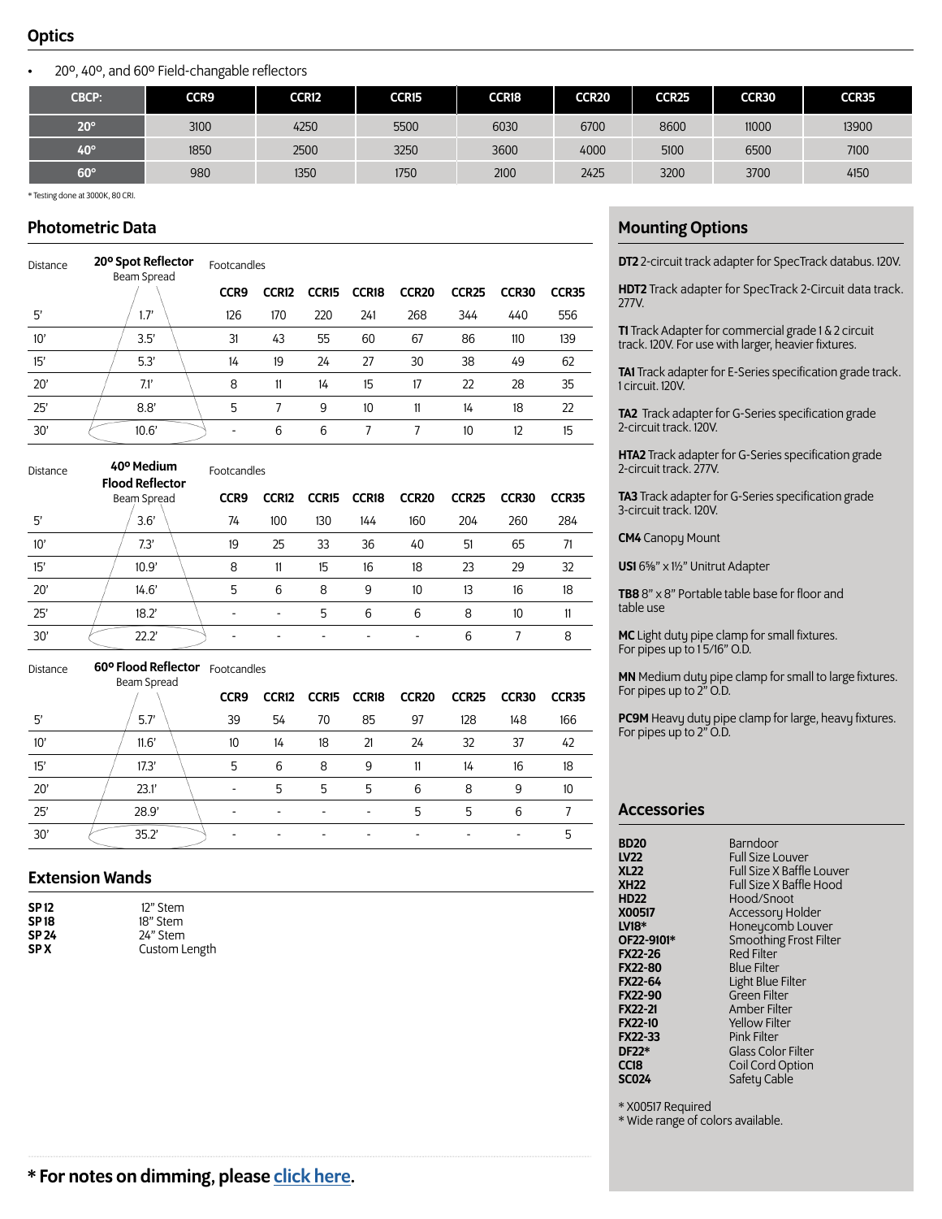## Optics

- 20º, 40º, and 60º Field-changable reflectors

| CBCP: | CCR9 | CCR12 | CCR15 | CCR18 | CCR20 | CCR25 | CCR30 | CCR35 |
|---|---|---|---|---|---|---|---|---|
| 20º | 3100 | 4250 | 5500 | 6030 | 6700 | 8600 | 11000 | 13900 |
| 40º | 1850 | 2500 | 3250 | 3600 | 4000 | 5100 | 6500 | 7100 |
| 60º | 980 | 1350 | 1750 | 2100 | 2425 | 3200 | 3700 | 4150 |

* Testing done at 3000K, 80 CRI.

## Photometric Data

| Distance | 20º Spot Reflector Beam Spread | Footcandles CCR9 | CCR12 | CCR15 | CCR18 | CCR20 | CCR25 | CCR30 | CCR35 |
|---|---|---|---|---|---|---|---|---|---|
| 5' | 1.7' | 126 | 170 | 220 | 241 | 268 | 344 | 440 | 556 |
| 10' | 3.5' | 31 | 43 | 55 | 60 | 67 | 86 | 110 | 139 |
| 15' | 5.3' | 14 | 19 | 24 | 27 | 30 | 38 | 49 | 62 |
| 20' | 7.1' | 8 | 11 | 14 | 15 | 17 | 22 | 28 | 35 |
| 25' | 8.8' | 5 | 7 | 9 | 10 | 11 | 14 | 18 | 22 |
| 30' | 10.6' | - | 6 | 6 | 7 | 7 | 10 | 12 | 15 |

| Distance | 40º Medium Flood Reflector Beam Spread | Footcandles CCR9 | CCR12 | CCR15 | CCR18 | CCR20 | CCR25 | CCR30 | CCR35 |
|---|---|---|---|---|---|---|---|---|---|
| 5' | 3.6' | 74 | 100 | 130 | 144 | 160 | 204 | 260 | 284 |
| 10' | 7.3' | 19 | 25 | 33 | 36 | 40 | 51 | 65 | 71 |
| 15' | 10.9' | 8 | 11 | 15 | 16 | 18 | 23 | 29 | 32 |
| 20' | 14.6' | 5 | 6 | 8 | 9 | 10 | 13 | 16 | 18 |
| 25' | 18.2' | - | - | 5 | 6 | 6 | 8 | 10 | 11 |
| 30' | 22.2' | - | - | - | - | - | 6 | 7 | 8 |

| Distance | 60º Flood Reflector Beam Spread | Footcandles CCR9 | CCR12 | CCR15 | CCR18 | CCR20 | CCR25 | CCR30 | CCR35 |
|---|---|---|---|---|---|---|---|---|---|
| 5' | 5.7' | 39 | 54 | 70 | 85 | 97 | 128 | 148 | 166 |
| 10' | 11.6' | 10 | 14 | 18 | 21 | 24 | 32 | 37 | 42 |
| 15' | 17.3' | 5 | 6 | 8 | 9 | 11 | 14 | 16 | 18 |
| 20' | 23.1' | - | 5 | 5 | 5 | 6 | 8 | 9 | 10 |
| 25' | 28.9' | - | - | - | - | 5 | 5 | 6 | 7 |
| 30' | 35.2' | - | - | - | - | - | - | - | 5 |

## Extension Wands

| | |
|---|---|
| **SP 12** | 12" Stem |
| **SP 18** | 18" Stem |
| **SP 24** | 24" Stem |
| **SP X** | Custom Length |

## Mounting Options

**DT2** 2-circuit track adapter for SpecTrack databus. 120V.

**HDT2** Track adapter for SpecTrack 2-Circuit data track. 277V.

**T1** Track Adapter for commercial grade 1 & 2 circuit track. 120V. For use with larger, heavier fixtures.

**TA1** Track adapter for E-Series specification grade track. 1 circuit. 120V.

**TA2** Track adapter for G-Series specification grade 2-circuit track. 120V.

**HTA2** Track adapter for G-Series specification grade 2-circuit track. 277V.

**TA3** Track adapter for G-Series specification grade 3-circuit track. 120V.

**CM4** Canopy Mount

**US1** 6⅝" x 1½" Unitrut Adapter

**TB8** 8" x 8" Portable table base for floor and table use

**MC** Light duty pipe clamp for small fixtures. For pipes up to 1 5/16" O.D.

**MN** Medium duty pipe clamp for small to large fixtures. For pipes up to 2" O.D.

**PC9M** Heavy duty pipe clamp for large, heavy fixtures. For pipes up to 2" O.D.

## Accessories

| | |
|---|---|
| **BD20** | Barndoor |
| **LV22** | Full Size Louver |
| **XL22** | Full Size X Baffle Louver |
| **XH22** | Full Size X Baffle Hood |
| **HD22** | Hood/Snoot |
| **X00517** | Accessory Holder |
| **LV18*** | Honeycomb Louver |
| **OF22-9101*** | Smoothing Frost Filter |
| **FX22-26** | Red Filter |
| **FX22-80** | Blue Filter |
| **FX22-64** | Light Blue Filter |
| **FX22-90** | Green Filter |
| **FX22-21** | Amber Filter |
| **FX22-10** | Yellow Filter |
| **FX22-33** | Pink Filter |
| **DF22*** | Glass Color Filter |
| **CC18** | Coil Cord Option |
| **SC024** | Safety Cable |

* X00517 Required
* Wide range of colors available.

**\* For notes on dimming, please click here.**